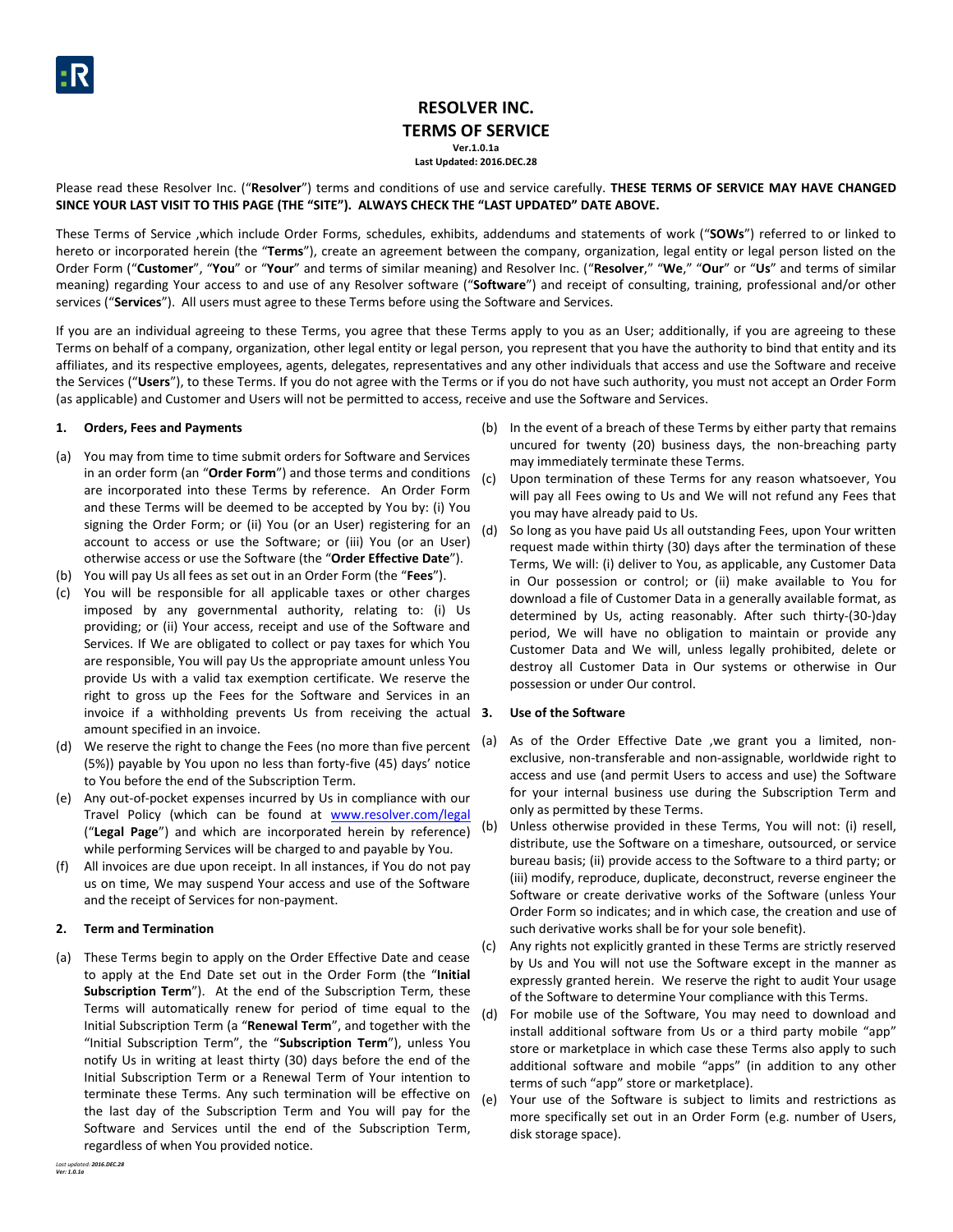# RESOLVER INC.

## TERMS OF SERVICE

**Ver.1.0.1a**

**Last Updated: 2016.DEC.28**

Please read these Resolver Inc. ("**Resolver**") terms and conditions of use and service carefully. **THESE TERMS OF SERVICE MAY HAVE CHANGED SINCE YOUR LAST VISIT TO THIS PAGE (THE "SITE"). ALWAYS CHECK THE "LAST UPDATED" DATE ABOVE.**

These Terms of Service ,which include Order Forms, schedules, exhibits, addendums and statements of work ("**SOWs**") referred to or linked to hereto or incorporated herein (the "**Terms**"), create an agreement between the company, organization, legal entity or legal person listed on the Order Form ("**Customer**", "**You**" or "**Your**" and terms of similar meaning) and Resolver Inc. ("**Resolver**," "**We**," "**Our**" or "**Us**" and terms of similar meaning) regarding Your access to and use of any Resolver software ("**Software**") and receipt of consulting, training, professional and/or other services ("**Services**"). All users must agree to these Terms before using the Software and Services.

If you are an individual agreeing to these Terms, you agree that these Terms apply to you as an User; additionally, if you are agreeing to these Terms on behalf of a company, organization, other legal entity or legal person, you represent that you have the authority to bind that entity and its affiliates, and its respective employees, agents, delegates, representatives and any other individuals that access and use the Software and receive the Services ("**Users**"), to these Terms. If you do not agree with the Terms or if you do not have such authority, you must not accept an Order Form (as applicable) and Customer and Users will not be permitted to access, receive and use the Software and Services.

### 1. Orders, Fees and Payments

(a) You may from time to time submit orders for Software and Services in an order form (an "**Order Form**") and those terms and conditions are incorporated into these Terms by reference. An Order Form and these Terms will be deemed to be accepted by You by: (i) You signing the Order Form; or (ii) You (or an User) registering for an account to access or use the Software; or (iii) You (or an User) otherwise access or use the Software (the "**Order Effective Date**").

(b) You will pay Us all fees as set out in an Order Form (the "**Fees**").

(c) You will be responsible for all applicable taxes or other charges imposed by any governmental authority, relating to: (i) Us providing; or (ii) Your access, receipt and use of the Software and Services. If We are obligated to collect or pay taxes for which You are responsible, You will pay Us the appropriate amount unless You provide Us with a valid tax exemption certificate. We reserve the right to gross up the Fees for the Software and Services in an invoice if a withholding prevents Us from receiving the actual amount specified in an invoice.

(d) We reserve the right to change the Fees (no more than five percent (5%)) payable by You upon no less than forty-five (45) days' notice to You before the end of the Subscription Term.

(e) Any out-of-pocket expenses incurred by Us in compliance with our Travel Policy (which can be found at www.resolver.com/legal ("**Legal Page**") and which are incorporated herein by reference) while performing Services will be charged to and payable by You.

(f) All invoices are due upon receipt. In all instances, if You do not pay us on time, We may suspend Your access and use of the Software and the receipt of Services for non-payment.

### 2. Term and Termination

(a) These Terms begin to apply on the Order Effective Date and cease to apply at the End Date set out in the Order Form (the "**Initial Subscription Term**"). At the end of the Subscription Term, these Terms will automatically renew for period of time equal to the Initial Subscription Term (a "**Renewal Term**", and together with the "Initial Subscription Term", the "**Subscription Term**"), unless You notify Us in writing at least thirty (30) days before the end of the Initial Subscription Term or a Renewal Term of Your intention to terminate these Terms. Any such termination will be effective on the last day of the Subscription Term and You will pay for the Software and Services until the end of the Subscription Term, regardless of when You provided notice.

(b) In the event of a breach of these Terms by either party that remains uncured for twenty (20) business days, the non-breaching party may immediately terminate these Terms.

(c) Upon termination of these Terms for any reason whatsoever, You will pay all Fees owing to Us and We will not refund any Fees that you may have already paid to Us.

(d) So long as you have paid Us all outstanding Fees, upon Your written request made within thirty (30) days after the termination of these Terms, We will: (i) deliver to You, as applicable, any Customer Data in Our possession or control; or (ii) make available to You for download a file of Customer Data in a generally available format, as determined by Us, acting reasonably. After such thirty-(30-)day period, We will have no obligation to maintain or provide any Customer Data and We will, unless legally prohibited, delete or destroy all Customer Data in Our systems or otherwise in Our possession or under Our control.

### 3. Use of the Software

(a) As of the Order Effective Date ,we grant you a limited, non-exclusive, non-transferable and non-assignable, worldwide right to access and use (and permit Users to access and use) the Software for your internal business use during the Subscription Term and only as permitted by these Terms.

(b) Unless otherwise provided in these Terms, You will not: (i) resell, distribute, use the Software on a timeshare, outsourced, or service bureau basis; (ii) provide access to the Software to a third party; or (iii) modify, reproduce, duplicate, deconstruct, reverse engineer the Software or create derivative works of the Software (unless Your Order Form so indicates; and in which case, the creation and use of such derivative works shall be for your sole benefit).

(c) Any rights not explicitly granted in these Terms are strictly reserved by Us and You will not use the Software except in the manner as expressly granted herein. We reserve the right to audit Your usage of the Software to determine Your compliance with this Terms.

(d) For mobile use of the Software, You may need to download and install additional software from Us or a third party mobile "app" store or marketplace in which case these Terms also apply to such additional software and mobile "apps" (in addition to any other terms of such "app" store or marketplace).

(e) Your use of the Software is subject to limits and restrictions as more specifically set out in an Order Form (e.g. number of Users, disk storage space).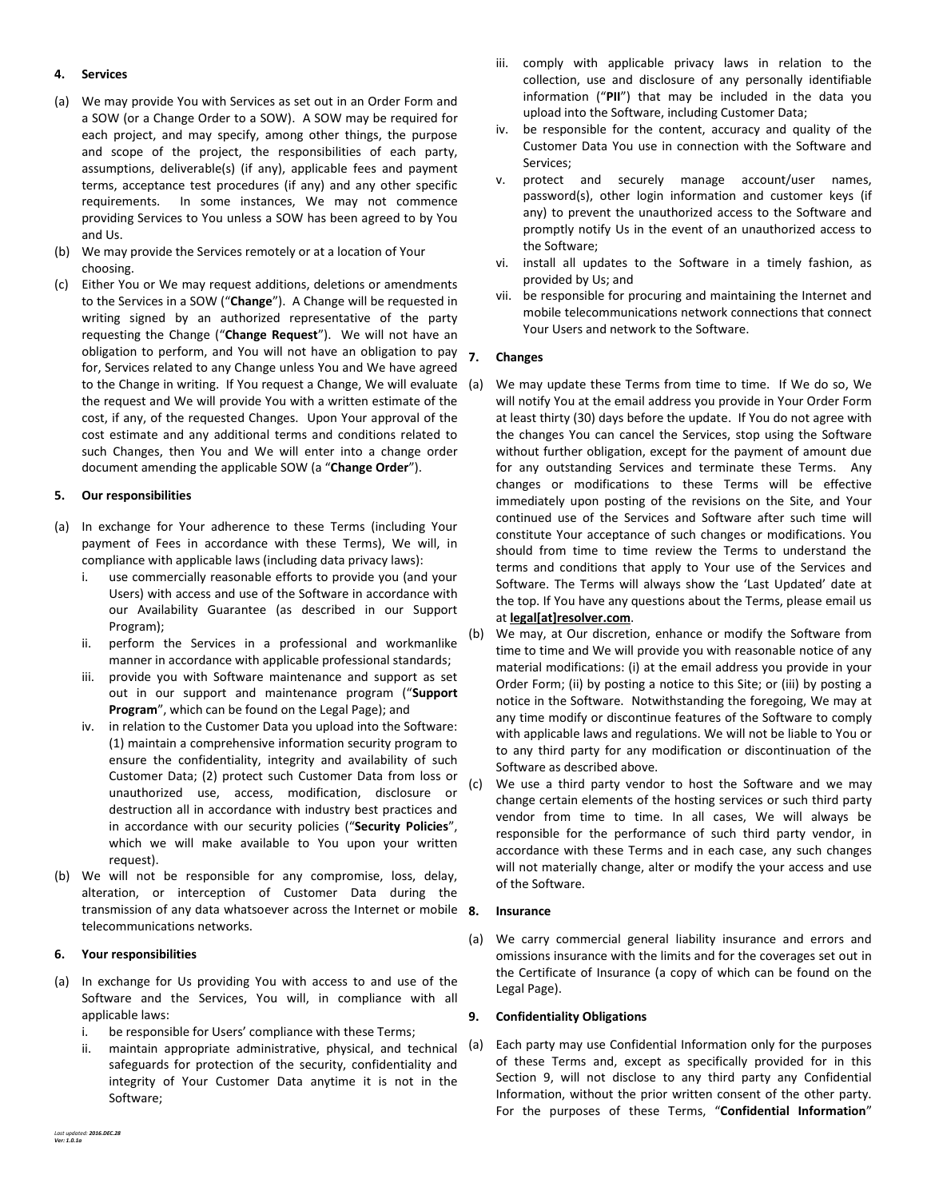## 4. Services

(a) We may provide You with Services as set out in an Order Form and a SOW (or a Change Order to a SOW). A SOW may be required for each project, and may specify, among other things, the purpose and scope of the project, the responsibilities of each party, assumptions, deliverable(s) (if any), applicable fees and payment terms, acceptance test procedures (if any) and any other specific requirements. In some instances, We may not commence providing Services to You unless a SOW has been agreed to by You and Us.

(b) We may provide the Services remotely or at a location of Your choosing.

(c) Either You or We may request additions, deletions or amendments to the Services in a SOW ("**Change**"). A Change will be requested in writing signed by an authorized representative of the party requesting the Change ("**Change Request**"). We will not have an obligation to perform, and You will not have an obligation to pay for, Services related to any Change unless You and We have agreed to the Change in writing. If You request a Change, We will evaluate the request and We will provide You with a written estimate of the cost, if any, of the requested Changes. Upon Your approval of the cost estimate and any additional terms and conditions related to such Changes, then You and We will enter into a change order document amending the applicable SOW (a "**Change Order**").

## 5. Our responsibilities

(a) In exchange for Your adherence to these Terms (including Your payment of Fees in accordance with these Terms), We will, in compliance with applicable laws (including data privacy laws):

   i. use commercially reasonable efforts to provide you (and your Users) with access and use of the Software in accordance with our Availability Guarantee (as described in our Support Program);

   ii. perform the Services in a professional and workmanlike manner in accordance with applicable professional standards;

   iii. provide you with Software maintenance and support as set out in our support and maintenance program ("**Support Program**", which can be found on the Legal Page); and

   iv. in relation to the Customer Data you upload into the Software: (1) maintain a comprehensive information security program to ensure the confidentiality, integrity and availability of such Customer Data; (2) protect such Customer Data from loss or unauthorized use, access, modification, disclosure or destruction all in accordance with industry best practices and in accordance with our security policies ("**Security Policies**", which we will make available to You upon your written request).

(b) We will not be responsible for any compromise, loss, delay, alteration, or interception of Customer Data during the transmission of any data whatsoever across the Internet or mobile telecommunications networks.

## 6. Your responsibilities

(a) In exchange for Us providing You with access to and use of the Software and the Services, You will, in compliance with all applicable laws:

   i. be responsible for Users' compliance with these Terms;

   ii. maintain appropriate administrative, physical, and technical safeguards for protection of the security, confidentiality and integrity of Your Customer Data anytime it is not in the Software;

   iii. comply with applicable privacy laws in relation to the collection, use and disclosure of any personally identifiable information ("**PII**") that may be included in the data you upload into the Software, including Customer Data;

   iv. be responsible for the content, accuracy and quality of the Customer Data You use in connection with the Software and Services;

   v. protect and securely manage account/user names, password(s), other login information and customer keys (if any) to prevent the unauthorized access to the Software and promptly notify Us in the event of an unauthorized access to the Software;

   vi. install all updates to the Software in a timely fashion, as provided by Us; and

   vii. be responsible for procuring and maintaining the Internet and mobile telecommunications network connections that connect Your Users and network to the Software.

## 7. Changes

(a) We may update these Terms from time to time. If We do so, We will notify You at the email address you provide in Your Order Form at least thirty (30) days before the update. If You do not agree with the changes You can cancel the Services, stop using the Software without further obligation, except for the payment of amount due for any outstanding Services and terminate these Terms. Any changes or modifications to these Terms will be effective immediately upon posting of the revisions on the Site, and Your continued use of the Services and Software after such time will constitute Your acceptance of such changes or modifications. You should from time to time review the Terms to understand the terms and conditions that apply to Your use of the Services and Software. The Terms will always show the 'Last Updated' date at the top. If You have any questions about the Terms, please email us at **legal[at]resolver.com**.

(b) We may, at Our discretion, enhance or modify the Software from time to time and We will provide you with reasonable notice of any material modifications: (i) at the email address you provide in your Order Form; (ii) by posting a notice to this Site; or (iii) by posting a notice in the Software. Notwithstanding the foregoing, We may at any time modify or discontinue features of the Software to comply with applicable laws and regulations. We will not be liable to You or to any third party for any modification or discontinuation of the Software as described above.

(c) We use a third party vendor to host the Software and we may change certain elements of the hosting services or such third party vendor from time to time. In all cases, We will always be responsible for the performance of such third party vendor, in accordance with these Terms and in each case, any such changes will not materially change, alter or modify the your access and use of the Software.

## 8. Insurance

(a) We carry commercial general liability insurance and errors and omissions insurance with the limits and for the coverages set out in the Certificate of Insurance (a copy of which can be found on the Legal Page).

## 9. Confidentiality Obligations

(a) Each party may use Confidential Information only for the purposes of these Terms and, except as specifically provided for in this Section 9, will not disclose to any third party any Confidential Information, without the prior written consent of the other party. For the purposes of these Terms, "**Confidential Information**"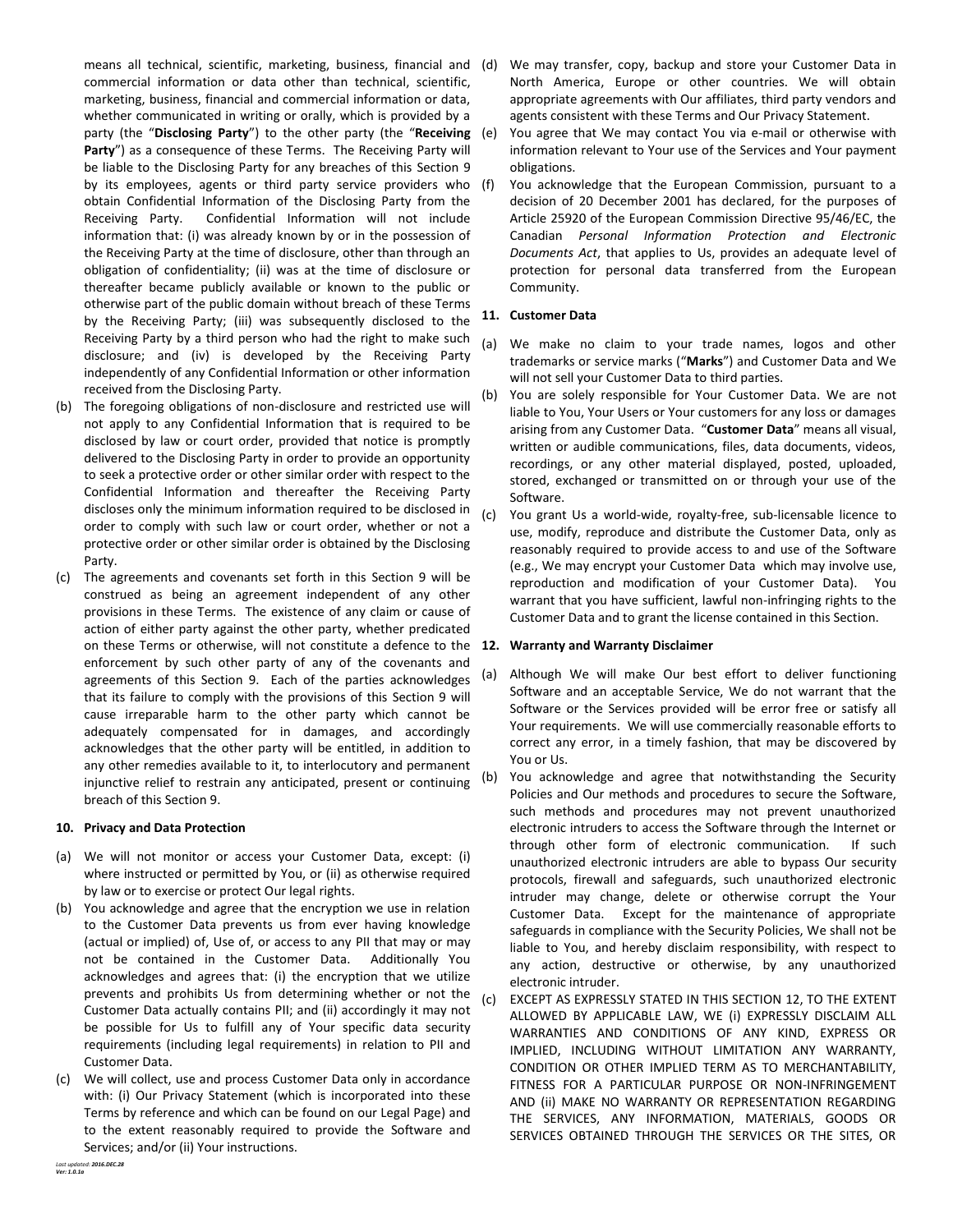means all technical, scientific, marketing, business, financial and commercial information or data other than technical, scientific, marketing, business, financial and commercial information or data, whether communicated in writing or orally, which is provided by a party (the "**Disclosing Party**") to the other party (the "**Receiving Party**") as a consequence of these Terms. The Receiving Party will be liable to the Disclosing Party for any breaches of this Section 9 by its employees, agents or third party service providers who obtain Confidential Information of the Disclosing Party from the Receiving Party. Confidential Information will not include information that: (i) was already known by or in the possession of the Receiving Party at the time of disclosure, other than through an obligation of confidentiality; (ii) was at the time of disclosure or thereafter became publicly available or known to the public or otherwise part of the public domain without breach of these Terms by the Receiving Party; (iii) was subsequently disclosed to the Receiving Party by a third person who had the right to make such disclosure; and (iv) is developed by the Receiving Party independently of any Confidential Information or other information received from the Disclosing Party.

(b) The foregoing obligations of non-disclosure and restricted use will not apply to any Confidential Information that is required to be disclosed by law or court order, provided that notice is promptly delivered to the Disclosing Party in order to provide an opportunity to seek a protective order or other similar order with respect to the Confidential Information and thereafter the Receiving Party discloses only the minimum information required to be disclosed in order to comply with such law or court order, whether or not a protective order or other similar order is obtained by the Disclosing Party.

(c) The agreements and covenants set forth in this Section 9 will be construed as being an agreement independent of any other provisions in these Terms. The existence of any claim or cause of action of either party against the other party, whether predicated on these Terms or otherwise, will not constitute a defence to the enforcement by such other party of any of the covenants and agreements of this Section 9. Each of the parties acknowledges that its failure to comply with the provisions of this Section 9 will cause irreparable harm to the other party which cannot be adequately compensated for in damages, and accordingly acknowledges that the other party will be entitled, in addition to any other remedies available to it, to interlocutory and permanent injunctive relief to restrain any anticipated, present or continuing breach of this Section 9.

**10. Privacy and Data Protection**

(a) We will not monitor or access your Customer Data, except: (i) where instructed or permitted by You, or (ii) as otherwise required by law or to exercise or protect Our legal rights.

(b) You acknowledge and agree that the encryption we use in relation to the Customer Data prevents us from ever having knowledge (actual or implied) of, Use of, or access to any PII that may or may not be contained in the Customer Data. Additionally You acknowledges and agrees that: (i) the encryption that we utilize prevents and prohibits Us from determining whether or not the Customer Data actually contains PII; and (ii) accordingly it may not be possible for Us to fulfill any of Your specific data security requirements (including legal requirements) in relation to PII and Customer Data.

(c) We will collect, use and process Customer Data only in accordance with: (i) Our Privacy Statement (which is incorporated into these Terms by reference and which can be found on our Legal Page) and to the extent reasonably required to provide the Software and Services; and/or (ii) Your instructions.

(d) We may transfer, copy, backup and store your Customer Data in North America, Europe or other countries. We will obtain appropriate agreements with Our affiliates, third party vendors and agents consistent with these Terms and Our Privacy Statement.

(e) You agree that We may contact You via e-mail or otherwise with information relevant to Your use of the Services and Your payment obligations.

(f) You acknowledge that the European Commission, pursuant to a decision of 20 December 2001 has declared, for the purposes of Article 25920 of the European Commission Directive 95/46/EC, the Canadian *Personal Information Protection and Electronic Documents Act*, that applies to Us, provides an adequate level of protection for personal data transferred from the European Community.

**11. Customer Data**

(a) We make no claim to your trade names, logos and other trademarks or service marks ("**Marks**") and Customer Data and We will not sell your Customer Data to third parties.

(b) You are solely responsible for Your Customer Data. We are not liable to You, Your Users or Your customers for any loss or damages arising from any Customer Data. "**Customer Data**" means all visual, written or audible communications, files, data documents, videos, recordings, or any other material displayed, posted, uploaded, stored, exchanged or transmitted on or through your use of the Software.

(c) You grant Us a world-wide, royalty-free, sub-licensable licence to use, modify, reproduce and distribute the Customer Data, only as reasonably required to provide access to and use of the Software (e.g., We may encrypt your Customer Data which may involve use, reproduction and modification of your Customer Data). You warrant that you have sufficient, lawful non-infringing rights to the Customer Data and to grant the license contained in this Section.

**12. Warranty and Warranty Disclaimer**

(a) Although We will make Our best effort to deliver functioning Software and an acceptable Service, We do not warrant that the Software or the Services provided will be error free or satisfy all Your requirements. We will use commercially reasonable efforts to correct any error, in a timely fashion, that may be discovered by You or Us.

(b) You acknowledge and agree that notwithstanding the Security Policies and Our methods and procedures to secure the Software, such methods and procedures may not prevent unauthorized electronic intruders to access the Software through the Internet or through other form of electronic communication. If such unauthorized electronic intruders are able to bypass Our security protocols, firewall and safeguards, such unauthorized electronic intruder may change, delete or otherwise corrupt the Your Customer Data. Except for the maintenance of appropriate safeguards in compliance with the Security Policies, We shall not be liable to You, and hereby disclaim responsibility, with respect to any action, destructive or otherwise, by any unauthorized electronic intruder.

(c) EXCEPT AS EXPRESSLY STATED IN THIS SECTION 12, TO THE EXTENT ALLOWED BY APPLICABLE LAW, WE (i) EXPRESSLY DISCLAIM ALL WARRANTIES AND CONDITIONS OF ANY KIND, EXPRESS OR IMPLIED, INCLUDING WITHOUT LIMITATION ANY WARRANTY, CONDITION OR OTHER IMPLIED TERM AS TO MERCHANTABILITY, FITNESS FOR A PARTICULAR PURPOSE OR NON-INFRINGEMENT AND (ii) MAKE NO WARRANTY OR REPRESENTATION REGARDING THE SERVICES, ANY INFORMATION, MATERIALS, GOODS OR SERVICES OBTAINED THROUGH THE SERVICES OR THE SITES, OR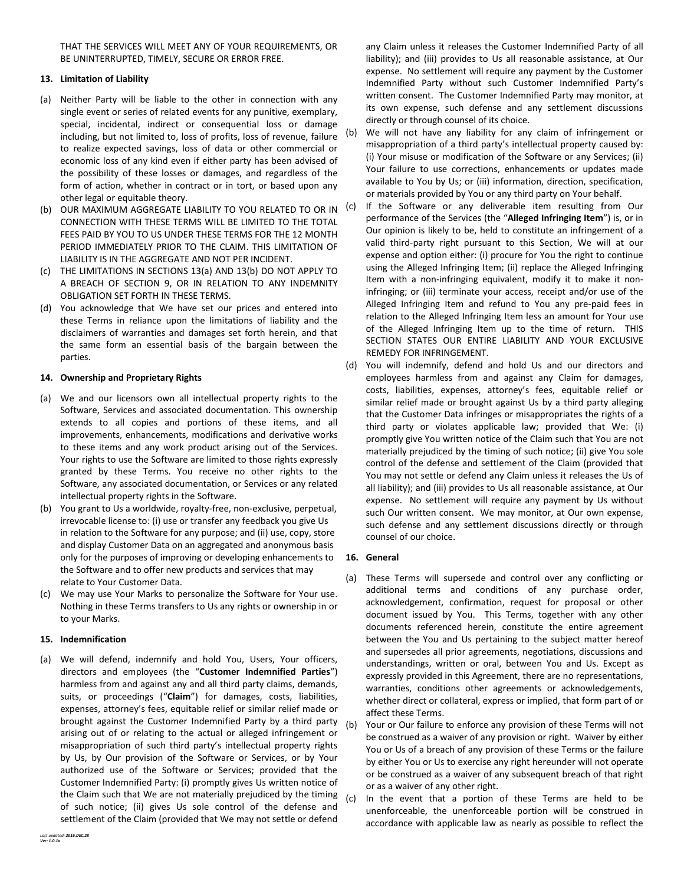THAT THE SERVICES WILL MEET ANY OF YOUR REQUIREMENTS, OR BE UNINTERRUPTED, TIMELY, SECURE OR ERROR FREE.

**13. Limitation of Liability**

(a) Neither Party will be liable to the other in connection with any single event or series of related events for any punitive, exemplary, special, incidental, indirect or consequential loss or damage including, but not limited to, loss of profits, loss of revenue, failure to realize expected savings, loss of data or other commercial or economic loss of any kind even if either party has been advised of the possibility of these losses or damages, and regardless of the form of action, whether in contract or in tort, or based upon any other legal or equitable theory.

(b) OUR MAXIMUM AGGREGATE LIABILITY TO YOU RELATED TO OR IN CONNECTION WITH THESE TERMS WILL BE LIMITED TO THE TOTAL FEES PAID BY YOU TO US UNDER THESE TERMS FOR THE 12 MONTH PERIOD IMMEDIATELY PRIOR TO THE CLAIM. THIS LIMITATION OF LIABILITY IS IN THE AGGREGATE AND NOT PER INCIDENT.

(c) THE LIMITATIONS IN SECTIONS 13(a) AND 13(b) DO NOT APPLY TO A BREACH OF SECTION 9, OR IN RELATION TO ANY INDEMNITY OBLIGATION SET FORTH IN THESE TERMS.

(d) You acknowledge that We have set our prices and entered into these Terms in reliance upon the limitations of liability and the disclaimers of warranties and damages set forth herein, and that the same form an essential basis of the bargain between the parties.

**14. Ownership and Proprietary Rights**

(a) We and our licensors own all intellectual property rights to the Software, Services and associated documentation. This ownership extends to all copies and portions of these items, and all improvements, enhancements, modifications and derivative works to these items and any work product arising out of the Services. Your rights to use the Software are limited to those rights expressly granted by these Terms. You receive no other rights to the Software, any associated documentation, or Services or any related intellectual property rights in the Software.

(b) You grant to Us a worldwide, royalty-free, non-exclusive, perpetual, irrevocable license to: (i) use or transfer any feedback you give Us in relation to the Software for any purpose; and (ii) use, copy, store and display Customer Data on an aggregated and anonymous basis only for the purposes of improving or developing enhancements to the Software and to offer new products and services that may relate to Your Customer Data.

(c) We may use Your Marks to personalize the Software for Your use. Nothing in these Terms transfers to Us any rights or ownership in or to your Marks.

**15. Indemnification**

(a) We will defend, indemnify and hold You, Users, Your officers, directors and employees (the "**Customer Indemnified Parties**") harmless from and against any and all third party claims, demands, suits, or proceedings ("**Claim**") for damages, costs, liabilities, expenses, attorney's fees, equitable relief or similar relief made or brought against the Customer Indemnified Party by a third party arising out of or relating to the actual or alleged infringement or misappropriation of such third party's intellectual property rights by Us, by Our provision of the Software or Services, or by Your authorized use of the Software or Services; provided that the Customer Indemnified Party: (i) promptly gives Us written notice of the Claim such that We are not materially prejudiced by the timing of such notice; (ii) gives Us sole control of the defense and settlement of the Claim (provided that We may not settle or defend any Claim unless it releases the Customer Indemnified Party of all liability); and (iii) provides to Us all reasonable assistance, at Our expense. No settlement will require any payment by the Customer Indemnified Party without such Customer Indemnified Party's written consent. The Customer Indemnified Party may monitor, at its own expense, such defense and any settlement discussions directly or through counsel of its choice.

(b) We will not have any liability for any claim of infringement or misappropriation of a third party's intellectual property caused by: (i) Your misuse or modification of the Software or any Services; (ii) Your failure to use corrections, enhancements or updates made available to You by Us; or (iii) information, direction, specification, or materials provided by You or any third party on Your behalf.

(c) If the Software or any deliverable item resulting from Our performance of the Services (the "**Alleged Infringing Item**") is, or in Our opinion is likely to be, held to constitute an infringement of a valid third-party right pursuant to this Section, We will at our expense and option either: (i) procure for You the right to continue using the Alleged Infringing Item; (ii) replace the Alleged Infringing Item with a non-infringing equivalent, modify it to make it non-infringing; or (iii) terminate your access, receipt and/or use of the Alleged Infringing Item and refund to You any pre-paid fees in relation to the Alleged Infringing Item less an amount for Your use of the Alleged Infringing Item up to the time of return. THIS SECTION STATES OUR ENTIRE LIABILITY AND YOUR EXCLUSIVE REMEDY FOR INFRINGEMENT.

(d) You will indemnify, defend and hold Us and our directors and employees harmless from and against any Claim for damages, costs, liabilities, expenses, attorney's fees, equitable relief or similar relief made or brought against Us by a third party alleging that the Customer Data infringes or misappropriates the rights of a third party or violates applicable law; provided that We: (i) promptly give You written notice of the Claim such that You are not materially prejudiced by the timing of such notice; (ii) give You sole control of the defense and settlement of the Claim (provided that You may not settle or defend any Claim unless it releases the Us of all liability); and (iii) provides to Us all reasonable assistance, at Our expense. No settlement will require any payment by Us without such Our written consent. We may monitor, at Our own expense, such defense and any settlement discussions directly or through counsel of our choice.

**16. General**

(a) These Terms will supersede and control over any conflicting or additional terms and conditions of any purchase order, acknowledgement, confirmation, request for proposal or other document issued by You. This Terms, together with any other documents referenced herein, constitute the entire agreement between the You and Us pertaining to the subject matter hereof and supersedes all prior agreements, negotiations, discussions and understandings, written or oral, between You and Us. Except as expressly provided in this Agreement, there are no representations, warranties, conditions other agreements or acknowledgements, whether direct or collateral, express or implied, that form part of or affect these Terms.

(b) Your or Our failure to enforce any provision of these Terms will not be construed as a waiver of any provision or right. Waiver by either You or Us of a breach of any provision of these Terms or the failure by either You or Us to exercise any right hereunder will not operate or be construed as a waiver of any subsequent breach of that right or as a waiver of any other right.

(c) In the event that a portion of these Terms are held to be unenforceable, the unenforceable portion will be construed in accordance with applicable law as nearly as possible to reflect the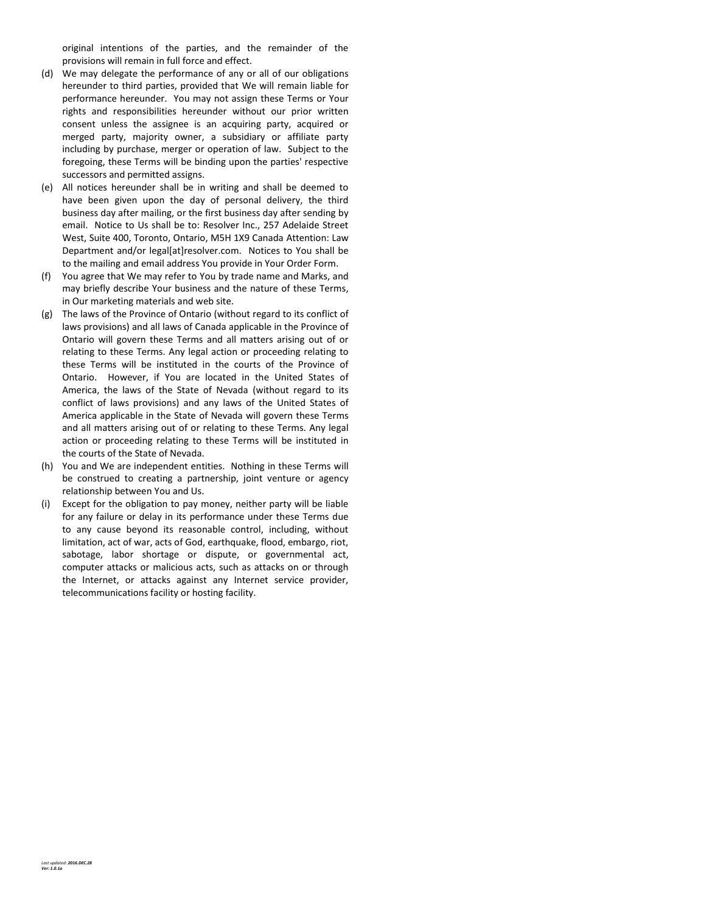original intentions of the parties, and the remainder of the provisions will remain in full force and effect.

(d) We may delegate the performance of any or all of our obligations hereunder to third parties, provided that We will remain liable for performance hereunder. You may not assign these Terms or Your rights and responsibilities hereunder without our prior written consent unless the assignee is an acquiring party, acquired or merged party, majority owner, a subsidiary or affiliate party including by purchase, merger or operation of law. Subject to the foregoing, these Terms will be binding upon the parties' respective successors and permitted assigns.

(e) All notices hereunder shall be in writing and shall be deemed to have been given upon the day of personal delivery, the third business day after mailing, or the first business day after sending by email. Notice to Us shall be to: Resolver Inc., 257 Adelaide Street West, Suite 400, Toronto, Ontario, M5H 1X9 Canada Attention: Law Department and/or legal[at]resolver.com. Notices to You shall be to the mailing and email address You provide in Your Order Form.

(f) You agree that We may refer to You by trade name and Marks, and may briefly describe Your business and the nature of these Terms, in Our marketing materials and web site.

(g) The laws of the Province of Ontario (without regard to its conflict of laws provisions) and all laws of Canada applicable in the Province of Ontario will govern these Terms and all matters arising out of or relating to these Terms. Any legal action or proceeding relating to these Terms will be instituted in the courts of the Province of Ontario. However, if You are located in the United States of America, the laws of the State of Nevada (without regard to its conflict of laws provisions) and any laws of the United States of America applicable in the State of Nevada will govern these Terms and all matters arising out of or relating to these Terms. Any legal action or proceeding relating to these Terms will be instituted in the courts of the State of Nevada.

(h) You and We are independent entities. Nothing in these Terms will be construed to creating a partnership, joint venture or agency relationship between You and Us.

(i) Except for the obligation to pay money, neither party will be liable for any failure or delay in its performance under these Terms due to any cause beyond its reasonable control, including, without limitation, act of war, acts of God, earthquake, flood, embargo, riot, sabotage, labor shortage or dispute, or governmental act, computer attacks or malicious acts, such as attacks on or through the Internet, or attacks against any Internet service provider, telecommunications facility or hosting facility.

*Last updated:* ***2016.DEC.28***
***Ver: 1.0.1a***